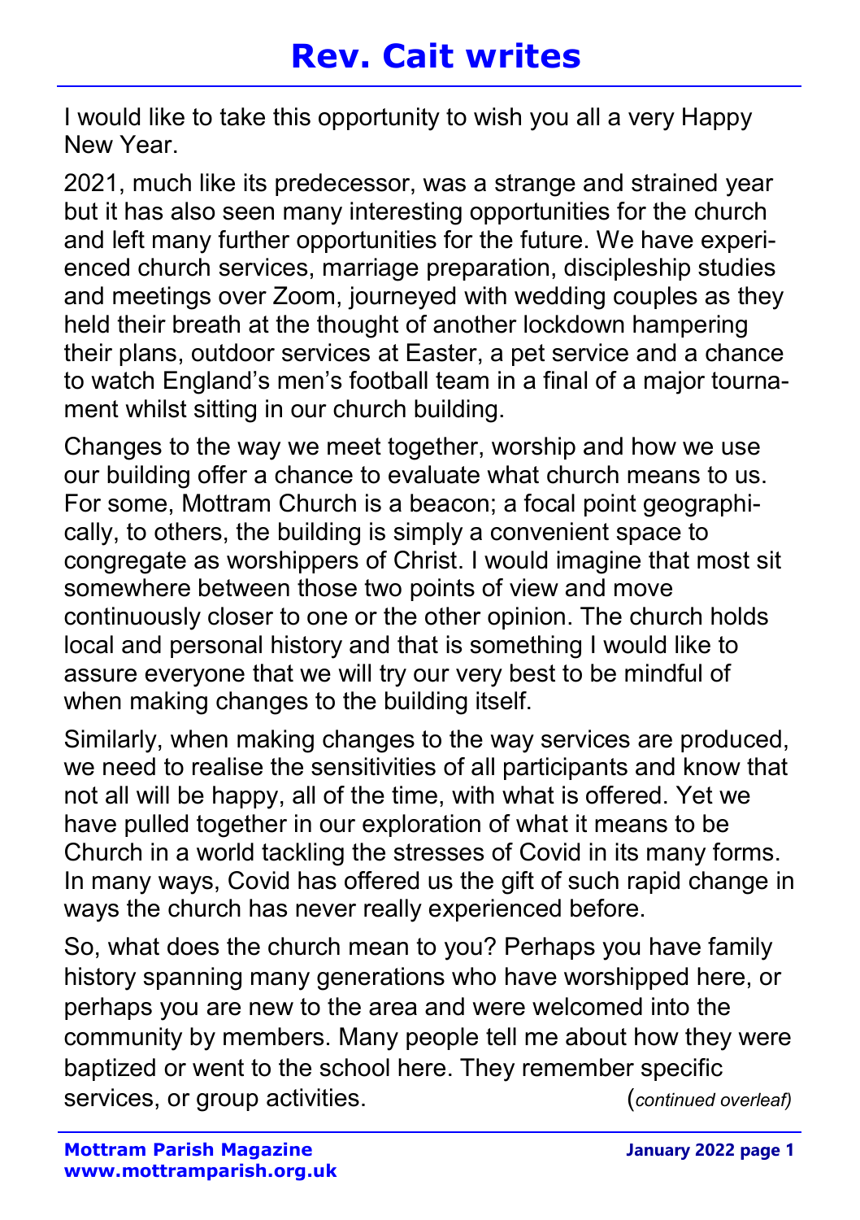# Rev. Cait writes

I would like to take this opportunity to wish you all a very Happy New Year.

2021, much like its predecessor, was a strange and strained year but it has also seen many interesting opportunities for the church and left many further opportunities for the future. We have experienced church services, marriage preparation, discipleship studies and meetings over Zoom, journeyed with wedding couples as they held their breath at the thought of another lockdown hampering their plans, outdoor services at Easter, a pet service and a chance to watch England's men's football team in a final of a major tournament whilst sitting in our church building.

Changes to the way we meet together, worship and how we use our building offer a chance to evaluate what church means to us. For some, Mottram Church is a beacon; a focal point geographically, to others, the building is simply a convenient space to congregate as worshippers of Christ. I would imagine that most sit somewhere between those two points of view and move continuously closer to one or the other opinion. The church holds local and personal history and that is something I would like to assure everyone that we will try our very best to be mindful of when making changes to the building itself.

Similarly, when making changes to the way services are produced, we need to realise the sensitivities of all participants and know that not all will be happy, all of the time, with what is offered. Yet we have pulled together in our exploration of what it means to be Church in a world tackling the stresses of Covid in its many forms. In many ways, Covid has offered us the gift of such rapid change in ways the church has never really experienced before.

So, what does the church mean to you? Perhaps you have family history spanning many generations who have worshipped here, or perhaps you are new to the area and were welcomed into the community by members. Many people tell me about how they were baptized or went to the school here. They remember specific services, or group activities. (*continued overleaf)*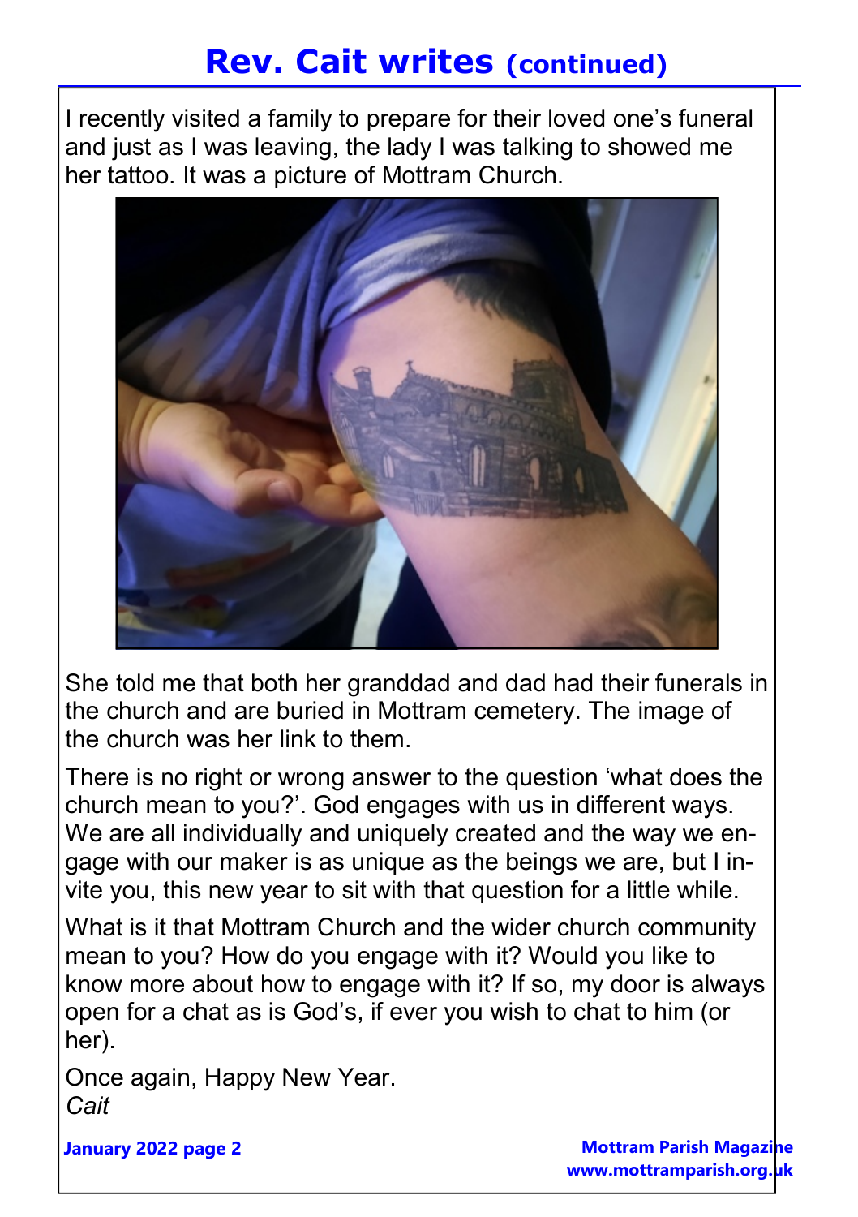# Rev. Cait writes (continued)

I recently visited a family to prepare for their loved one's funeral and just as I was leaving, the lady I was talking to showed me her tattoo. It was a picture of Mottram Church.

She told me that both her granddad and dad had their funerals in the church and are buried in Mottram cemetery. The image of the church was her link to them.

There is no right or wrong answer to the question 'what does the church mean to you?'. God engages with us in different ways. We are all individually and uniquely created and the way we engage with our maker is as unique as the beings we are, but I invite you, this new year to sit with that question for a little while.

What is it that Mottram Church and the wider church community mean to you? How do you engage with it? Would you like to know more about how to engage with it? If so, my door is always open for a chat as is God's, if ever you wish to chat to him (or her).

Once again, Happy New Year.
*Cait*